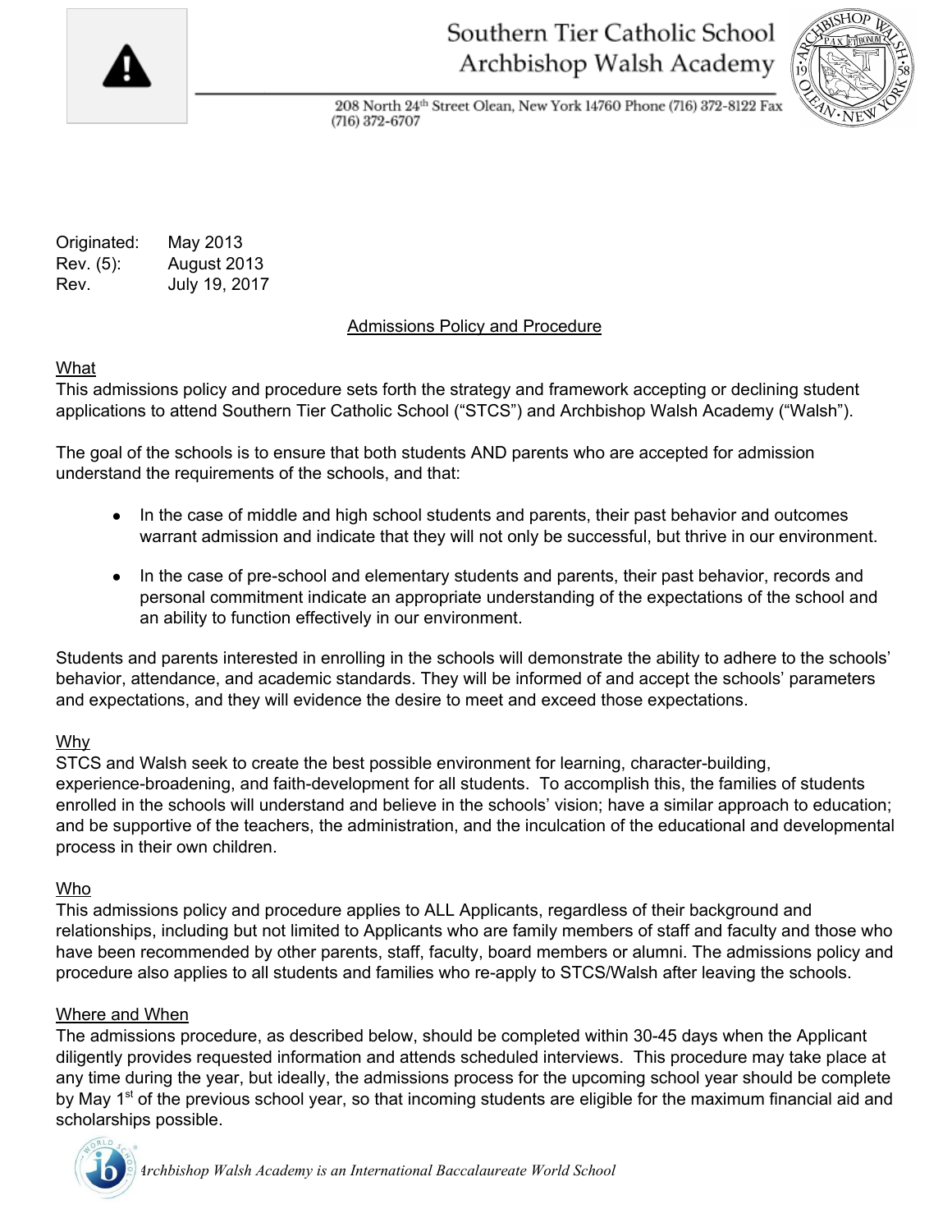# Southern Tier Catholic School
# Archbishop Walsh Academy

208 North 24th Street Olean, New York 14760 Phone (716) 372-8122 Fax (716) 372-6707

| | |
|---|---|
| Originated: | May 2013 |
| Rev. (5): | August 2013 |
| Rev. | July 19, 2017 |

## Admissions Policy and Procedure

### What

This admissions policy and procedure sets forth the strategy and framework accepting or declining student applications to attend Southern Tier Catholic School ("STCS") and Archbishop Walsh Academy ("Walsh").

The goal of the schools is to ensure that both students AND parents who are accepted for admission understand the requirements of the schools, and that:

- In the case of middle and high school students and parents, their past behavior and outcomes warrant admission and indicate that they will not only be successful, but thrive in our environment.
- In the case of pre-school and elementary students and parents, their past behavior, records and personal commitment indicate an appropriate understanding of the expectations of the school and an ability to function effectively in our environment.

Students and parents interested in enrolling in the schools will demonstrate the ability to adhere to the schools' behavior, attendance, and academic standards. They will be informed of and accept the schools' parameters and expectations, and they will evidence the desire to meet and exceed those expectations.

### Why

STCS and Walsh seek to create the best possible environment for learning, character-building, experience-broadening, and faith-development for all students. To accomplish this, the families of students enrolled in the schools will understand and believe in the schools' vision; have a similar approach to education; and be supportive of the teachers, the administration, and the inculcation of the educational and developmental process in their own children.

### Who

This admissions policy and procedure applies to ALL Applicants, regardless of their background and relationships, including but not limited to Applicants who are family members of staff and faculty and those who have been recommended by other parents, staff, faculty, board members or alumni. The admissions policy and procedure also applies to all students and families who re-apply to STCS/Walsh after leaving the schools.

### Where and When

The admissions procedure, as described below, should be completed within 30-45 days when the Applicant diligently provides requested information and attends scheduled interviews. This procedure may take place at any time during the year, but ideally, the admissions process for the upcoming school year should be complete by May 1st of the previous school year, so that incoming students are eligible for the maximum financial aid and scholarships possible.

*Archbishop Walsh Academy is an International Baccalaureate World School*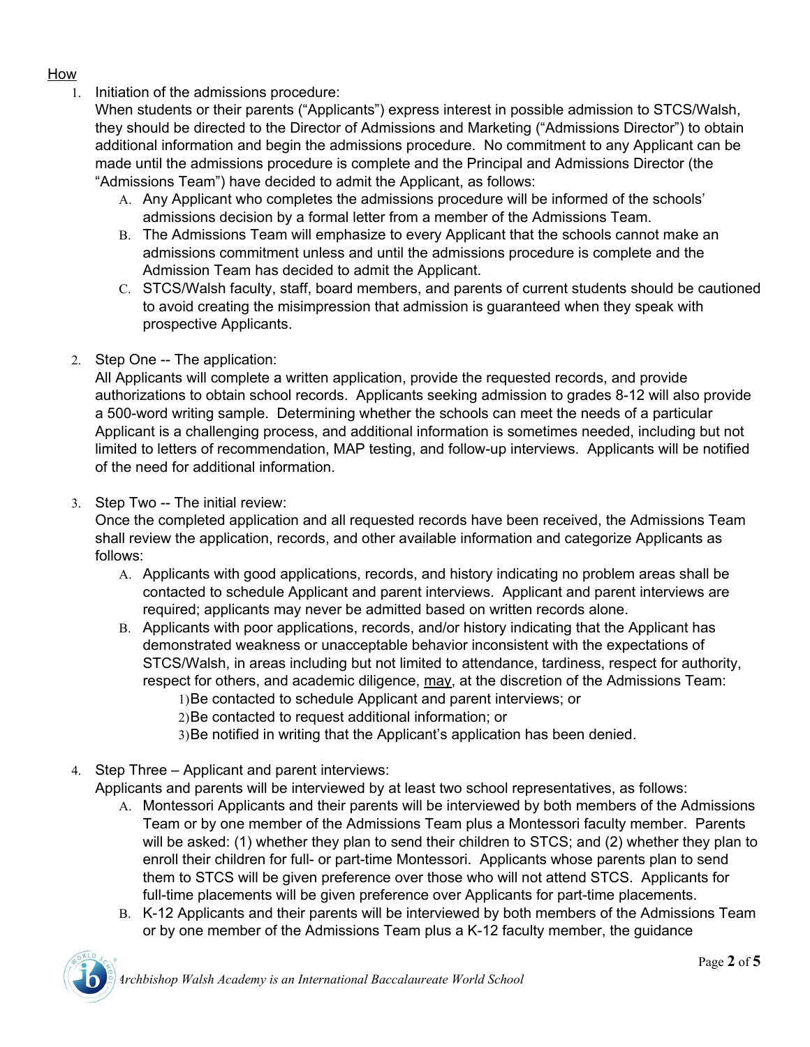How

1. Initiation of the admissions procedure:
   When students or their parents ("Applicants") express interest in possible admission to STCS/Walsh, they should be directed to the Director of Admissions and Marketing ("Admissions Director") to obtain additional information and begin the admissions procedure. No commitment to any Applicant can be made until the admissions procedure is complete and the Principal and Admissions Director (the "Admissions Team") have decided to admit the Applicant, as follows:
   A. Any Applicant who completes the admissions procedure will be informed of the schools' admissions decision by a formal letter from a member of the Admissions Team.
   B. The Admissions Team will emphasize to every Applicant that the schools cannot make an admissions commitment unless and until the admissions procedure is complete and the Admission Team has decided to admit the Applicant.
   C. STCS/Walsh faculty, staff, board members, and parents of current students should be cautioned to avoid creating the misimpression that admission is guaranteed when they speak with prospective Applicants.

2. Step One -- The application:
   All Applicants will complete a written application, provide the requested records, and provide authorizations to obtain school records. Applicants seeking admission to grades 8-12 will also provide a 500-word writing sample. Determining whether the schools can meet the needs of a particular Applicant is a challenging process, and additional information is sometimes needed, including but not limited to letters of recommendation, MAP testing, and follow-up interviews. Applicants will be notified of the need for additional information.

3. Step Two -- The initial review:
   Once the completed application and all requested records have been received, the Admissions Team shall review the application, records, and other available information and categorize Applicants as follows:
   A. Applicants with good applications, records, and history indicating no problem areas shall be contacted to schedule Applicant and parent interviews. Applicant and parent interviews are required; applicants may never be admitted based on written records alone.
   B. Applicants with poor applications, records, and/or history indicating that the Applicant has demonstrated weakness or unacceptable behavior inconsistent with the expectations of STCS/Walsh, in areas including but not limited to attendance, tardiness, respect for authority, respect for others, and academic diligence, may, at the discretion of the Admissions Team:
      1) Be contacted to schedule Applicant and parent interviews; or
      2) Be contacted to request additional information; or
      3) Be notified in writing that the Applicant's application has been denied.

4. Step Three – Applicant and parent interviews:
   Applicants and parents will be interviewed by at least two school representatives, as follows:
   A. Montessori Applicants and their parents will be interviewed by both members of the Admissions Team or by one member of the Admissions Team plus a Montessori faculty member. Parents will be asked: (1) whether they plan to send their children to STCS; and (2) whether they plan to enroll their children for full- or part-time Montessori. Applicants whose parents plan to send them to STCS will be given preference over those who will not attend STCS. Applicants for full-time placements will be given preference over Applicants for part-time placements.
   B. K-12 Applicants and their parents will be interviewed by both members of the Admissions Team or by one member of the Admissions Team plus a K-12 faculty member, the guidance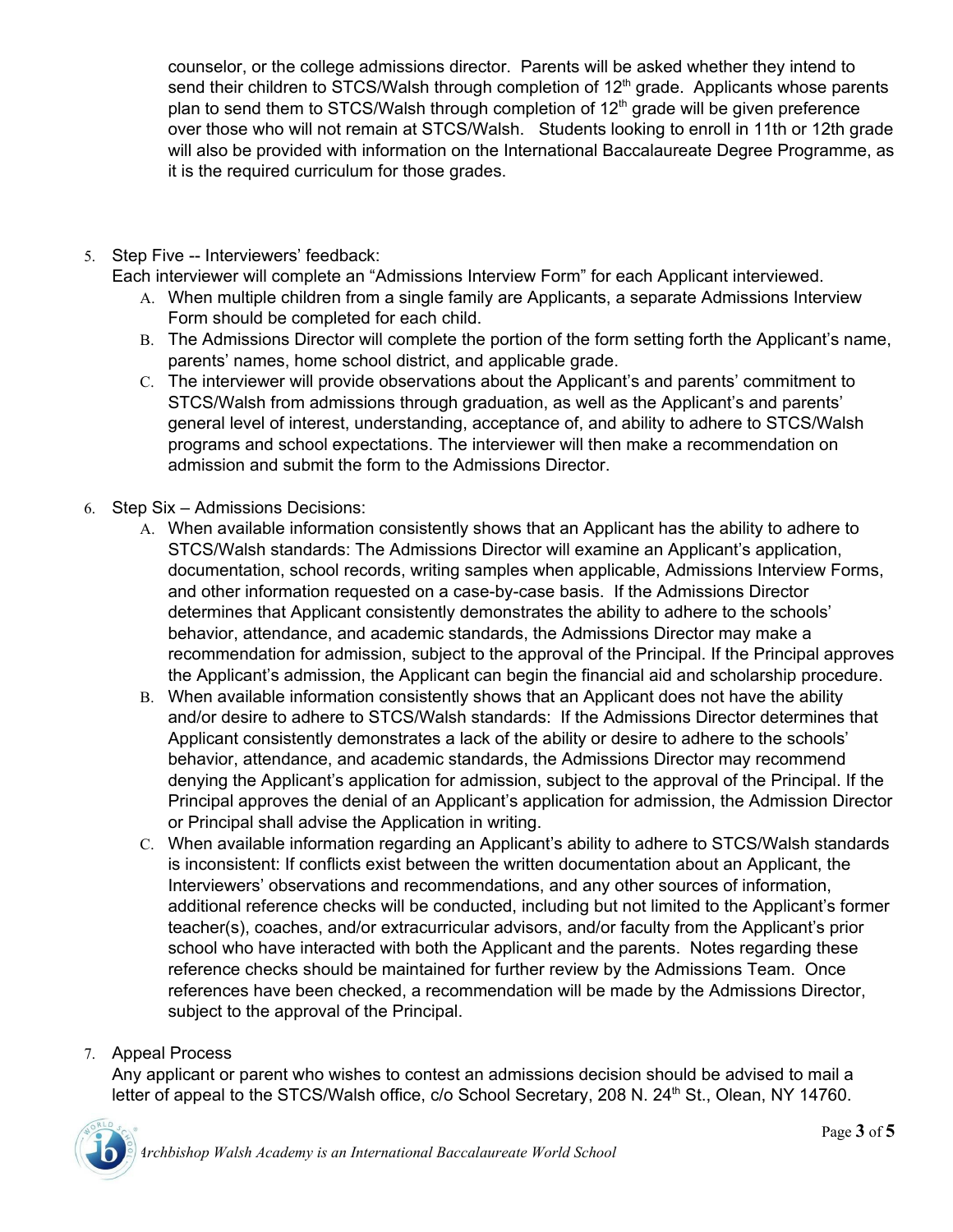counselor, or the college admissions director. Parents will be asked whether they intend to send their children to STCS/Walsh through completion of 12th grade. Applicants whose parents plan to send them to STCS/Walsh through completion of 12th grade will be given preference over those who will not remain at STCS/Walsh. Students looking to enroll in 11th or 12th grade will also be provided with information on the International Baccalaureate Degree Programme, as it is the required curriculum for those grades.

5. Step Five -- Interviewers' feedback:
   Each interviewer will complete an "Admissions Interview Form" for each Applicant interviewed.
   A. When multiple children from a single family are Applicants, a separate Admissions Interview Form should be completed for each child.
   B. The Admissions Director will complete the portion of the form setting forth the Applicant's name, parents' names, home school district, and applicable grade.
   C. The interviewer will provide observations about the Applicant's and parents' commitment to STCS/Walsh from admissions through graduation, as well as the Applicant's and parents' general level of interest, understanding, acceptance of, and ability to adhere to STCS/Walsh programs and school expectations. The interviewer will then make a recommendation on admission and submit the form to the Admissions Director.

6. Step Six – Admissions Decisions:
   A. When available information consistently shows that an Applicant has the ability to adhere to STCS/Walsh standards: The Admissions Director will examine an Applicant's application, documentation, school records, writing samples when applicable, Admissions Interview Forms, and other information requested on a case-by-case basis. If the Admissions Director determines that Applicant consistently demonstrates the ability to adhere to the schools' behavior, attendance, and academic standards, the Admissions Director may make a recommendation for admission, subject to the approval of the Principal. If the Principal approves the Applicant's admission, the Applicant can begin the financial aid and scholarship procedure.
   B. When available information consistently shows that an Applicant does not have the ability and/or desire to adhere to STCS/Walsh standards: If the Admissions Director determines that Applicant consistently demonstrates a lack of the ability or desire to adhere to the schools' behavior, attendance, and academic standards, the Admissions Director may recommend denying the Applicant's application for admission, subject to the approval of the Principal. If the Principal approves the denial of an Applicant's application for admission, the Admission Director or Principal shall advise the Application in writing.
   C. When available information regarding an Applicant's ability to adhere to STCS/Walsh standards is inconsistent: If conflicts exist between the written documentation about an Applicant, the Interviewers' observations and recommendations, and any other sources of information, additional reference checks will be conducted, including but not limited to the Applicant's former teacher(s), coaches, and/or extracurricular advisors, and/or faculty from the Applicant's prior school who have interacted with both the Applicant and the parents. Notes regarding these reference checks should be maintained for further review by the Admissions Team. Once references have been checked, a recommendation will be made by the Admissions Director, subject to the approval of the Principal.

7. Appeal Process
   Any applicant or parent who wishes to contest an admissions decision should be advised to mail a letter of appeal to the STCS/Walsh office, c/o School Secretary, 208 N. 24th St., Olean, NY 14760.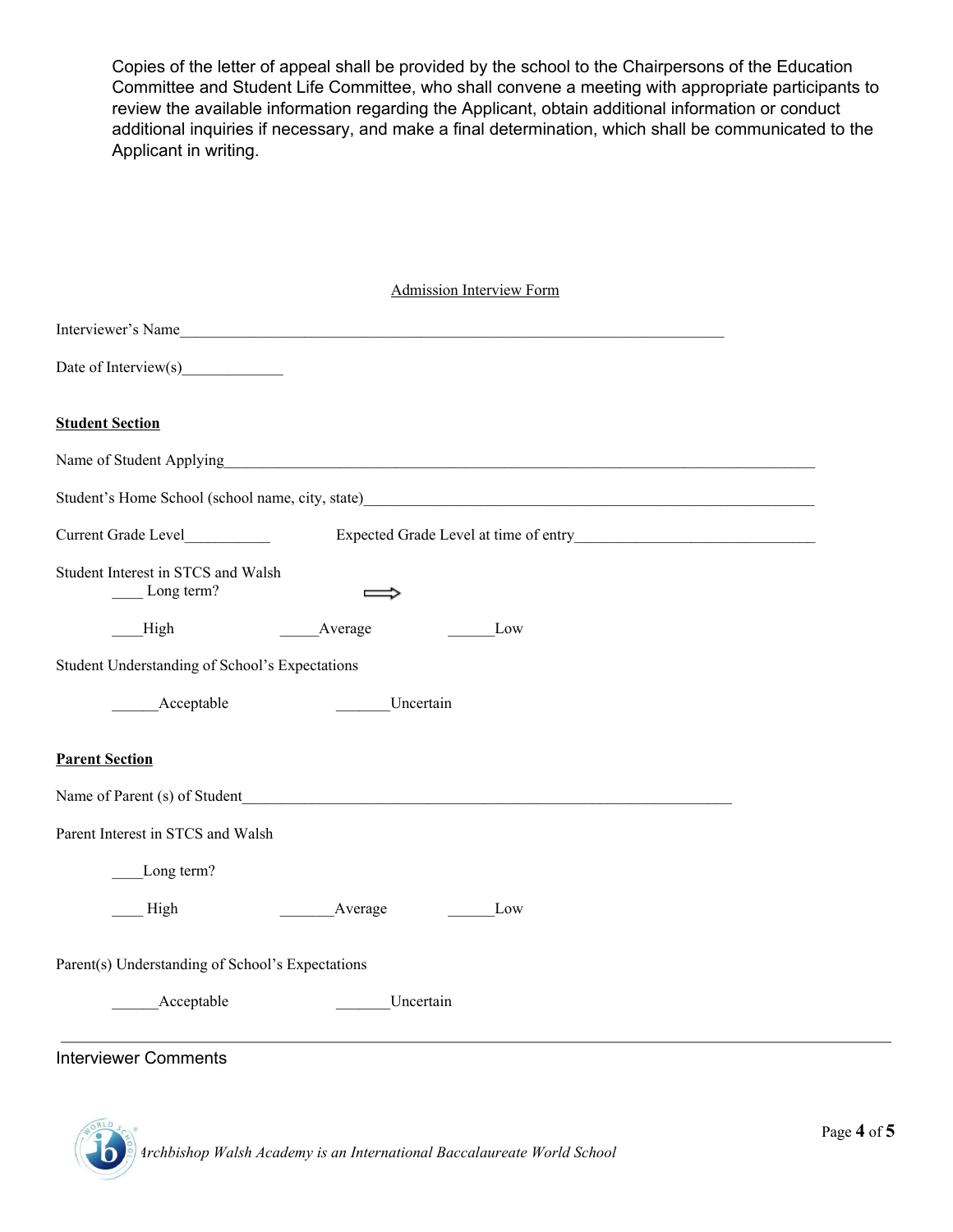Copies of the letter of appeal shall be provided by the school to the Chairpersons of the Education Committee and Student Life Committee, who shall convene a meeting with appropriate participants to review the available information regarding the Applicant, obtain additional information or conduct additional inquiries if necessary, and make a final determination, which shall be communicated to the Applicant in writing.

## Admission Interview Form

Interviewer's Name___________________________________________________________________________

Date of Interview(s)_____________

**Student Section**

Name of Student Applying_____________________________________________________________________________

Student's Home School (school name, city, state)_____________________________________________________________

Current Grade Level___________ Expected Grade Level at time of entry_______________________________

Student Interest in STCS and Walsh

____ Long term? ⇒

____High _____Average ______Low

Student Understanding of School's Expectations

______Acceptable _______Uncertain

**Parent Section**

Name of Parent (s) of Student__________________________________________________________________

Parent Interest in STCS and Walsh

____Long term?

____ High _______Average ______Low

Parent(s) Understanding of School's Expectations

______Acceptable _______Uncertain

---

Interviewer Comments

*Archbishop Walsh Academy is an International Baccalaureate World School*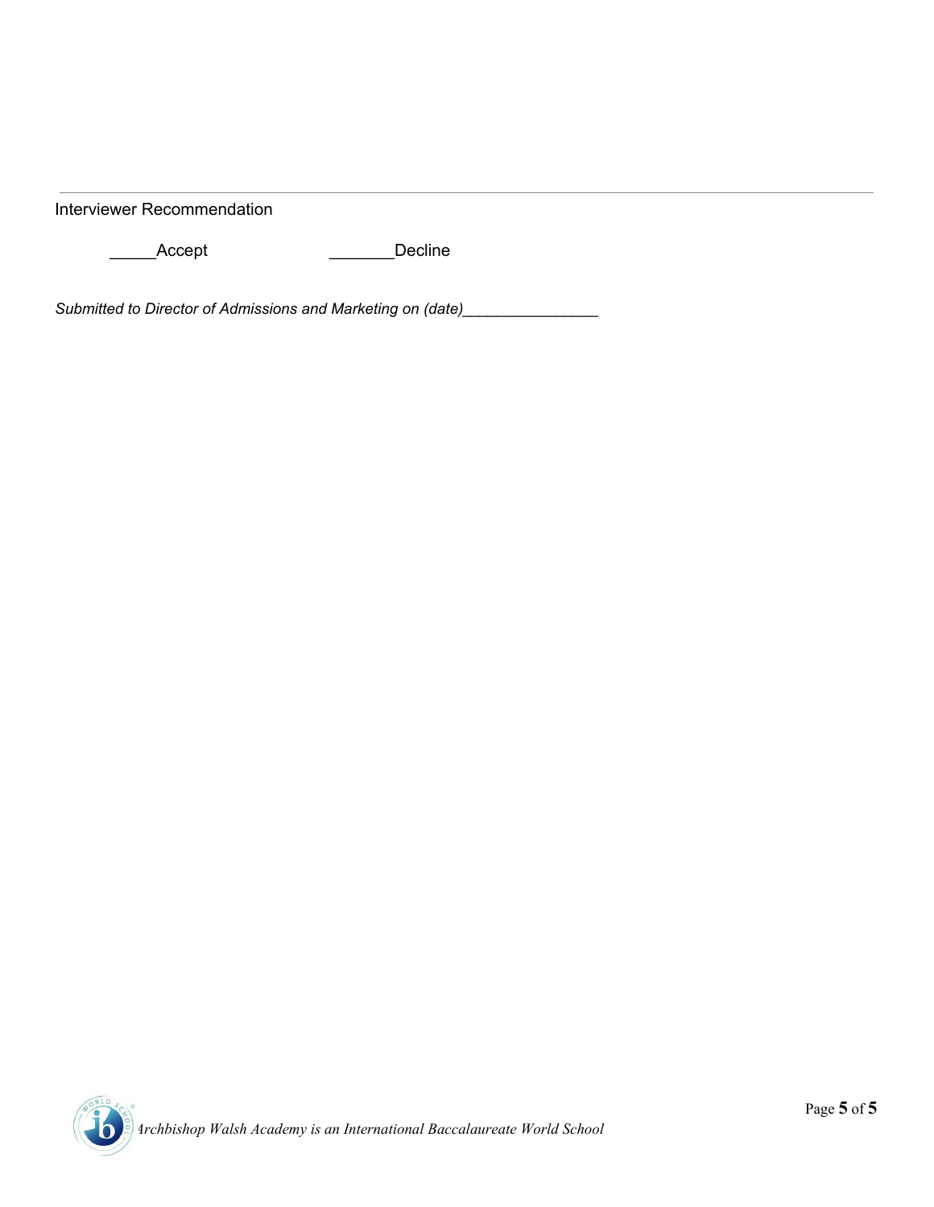---

Interviewer Recommendation

_____Accept _______Decline

*Submitted to Director of Admissions and Marketing on (date)_______________*